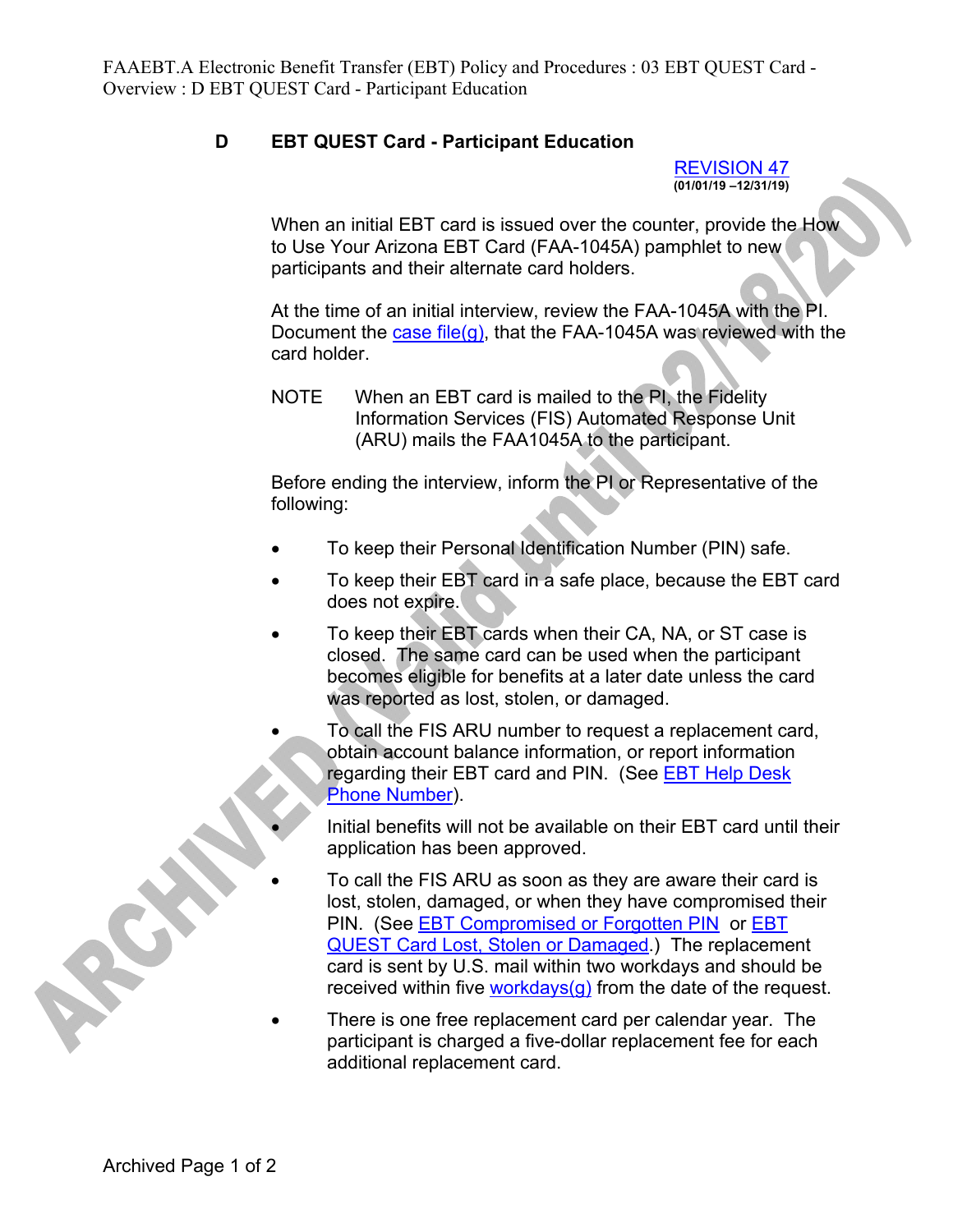# D EBT QUEST Card - Participant Education

REVISION 47
(01/01/19 –12/31/19)

When an initial EBT card is issued over the counter, provide the How to Use Your Arizona EBT Card (FAA-1045A) pamphlet to new participants and their alternate card holders.

At the time of an initial interview, review the FAA-1045A with the PI. Document the case file(g), that the FAA-1045A was reviewed with the card holder.

NOTE When an EBT card is mailed to the PI, the Fidelity Information Services (FIS) Automated Response Unit (ARU) mails the FAA1045A to the participant.

Before ending the interview, inform the PI or Representative of the following:

- To keep their Personal Identification Number (PIN) safe.
- To keep their EBT card in a safe place, because the EBT card does not expire.
- To keep their EBT cards when their CA, NA, or ST case is closed. The same card can be used when the participant becomes eligible for benefits at a later date unless the card was reported as lost, stolen, or damaged.
- To call the FIS ARU number to request a replacement card, obtain account balance information, or report information regarding their EBT card and PIN. (See EBT Help Desk Phone Number).
- Initial benefits will not be available on their EBT card until their application has been approved.
- To call the FIS ARU as soon as they are aware their card is lost, stolen, damaged, or when they have compromised their PIN. (See EBT Compromised or Forgotten PIN or EBT QUEST Card Lost, Stolen or Damaged.) The replacement card is sent by U.S. mail within two workdays and should be received within five workdays(g) from the date of the request.
- There is one free replacement card per calendar year. The participant is charged a five-dollar replacement fee for each additional replacement card.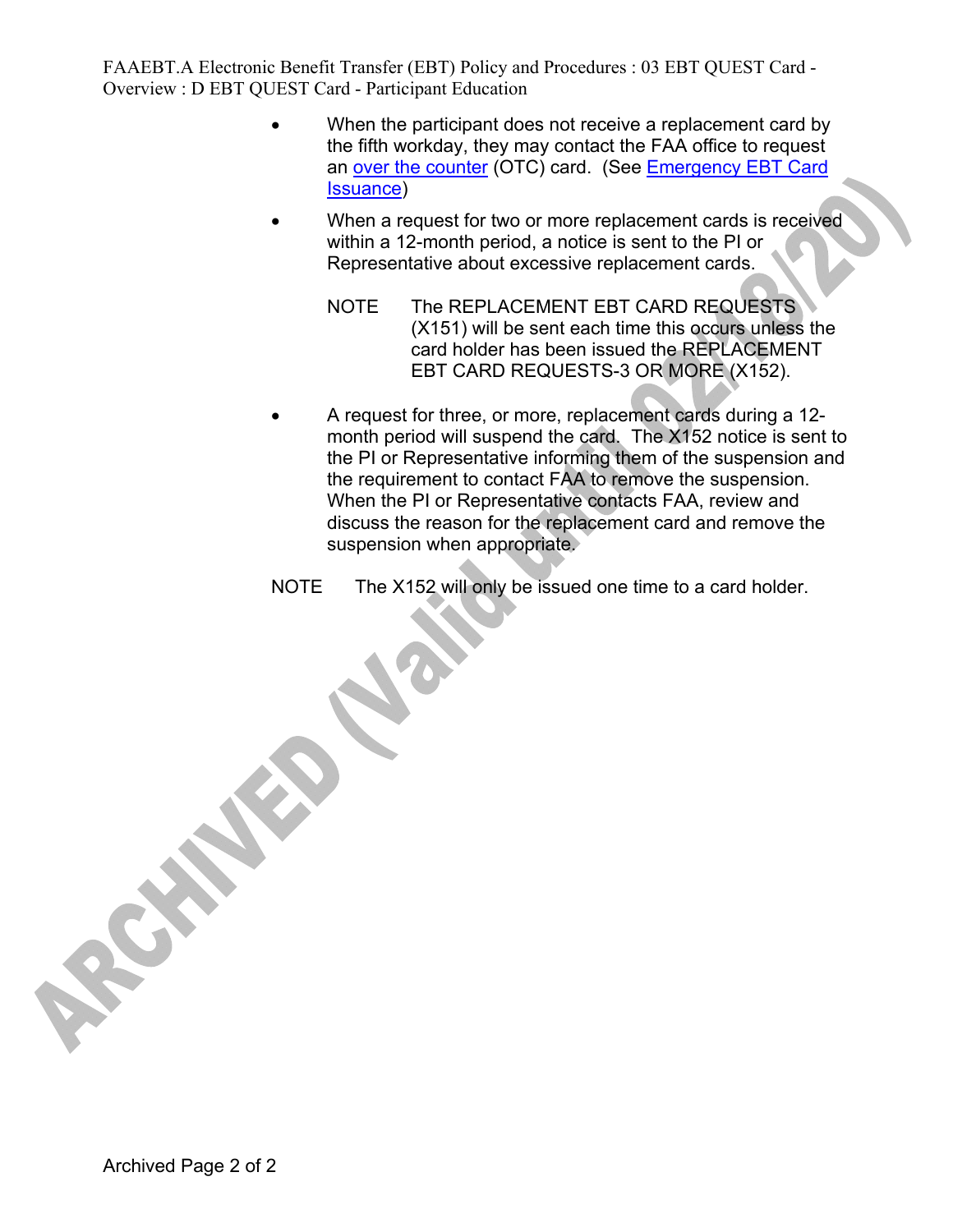- When the participant does not receive a replacement card by the fifth workday, they may contact the FAA office to request an over the counter (OTC) card. (See Emergency EBT Card Issuance)

- When a request for two or more replacement cards is received within a 12-month period, a notice is sent to the PI or Representative about excessive replacement cards.

  NOTE The REPLACEMENT EBT CARD REQUESTS (X151) will be sent each time this occurs unless the card holder has been issued the REPLACEMENT EBT CARD REQUESTS-3 OR MORE (X152).

- A request for three, or more, replacement cards during a 12-month period will suspend the card. The X152 notice is sent to the PI or Representative informing them of the suspension and the requirement to contact FAA to remove the suspension. When the PI or Representative contacts FAA, review and discuss the reason for the replacement card and remove the suspension when appropriate.

NOTE The X152 will only be issued one time to a card holder.